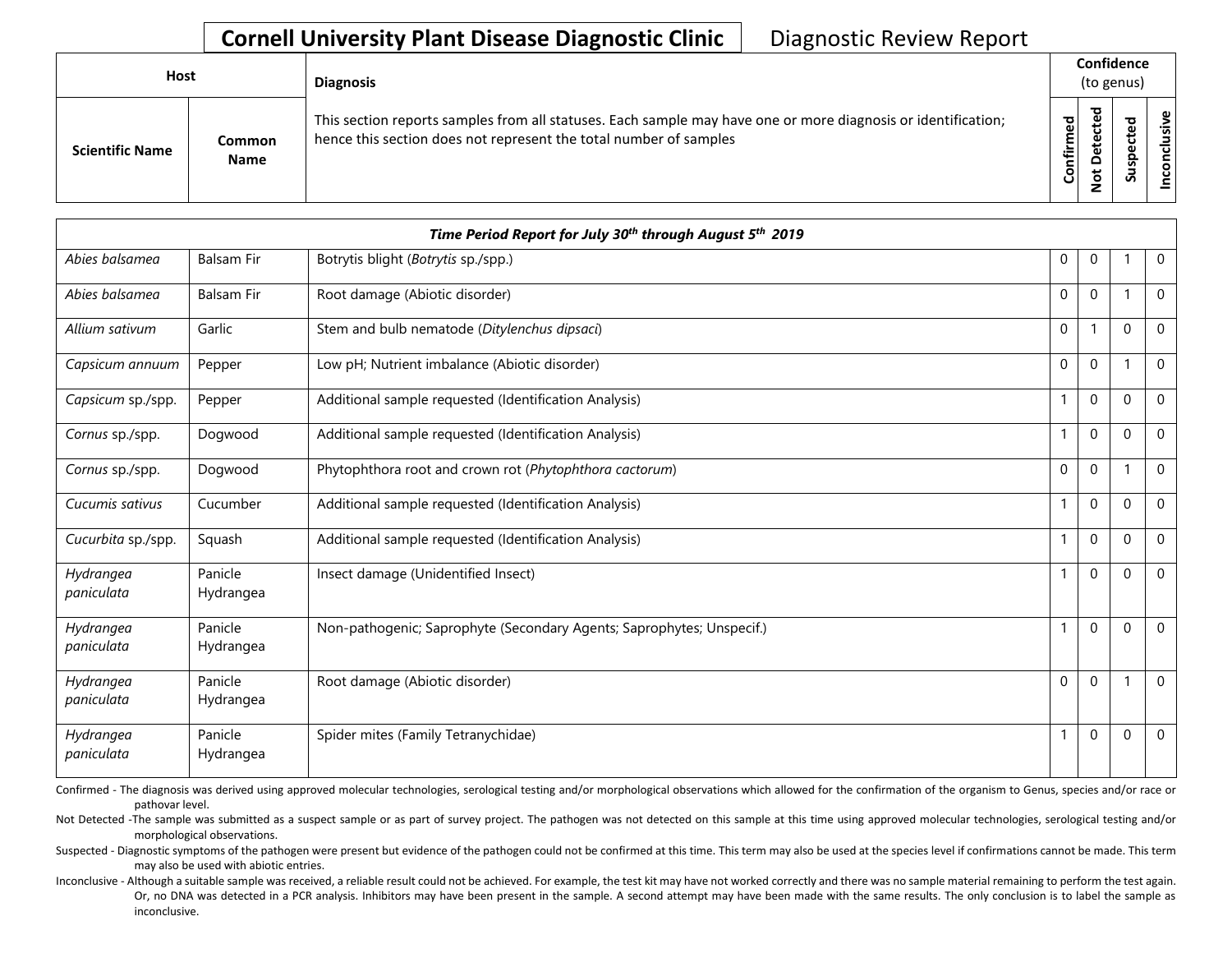# Cornell University Plant Disease Diagnostic Clinic

Diagnostic Review Report

| Host | | Diagnosis | Confidence (to genus) | | | |
|---|---|---|---|---|---|---|
| Scientific Name | Common Name | This section reports samples from all statuses. Each sample may have one or more diagnosis or identification; hence this section does not represent the total number of samples | Confirmed | Not Detected | Suspected | Inconclusive |
| ***Time Period Report for July 30th through August 5th 2019*** | | | | | | |
| *Abies balsamea* | Balsam Fir | Botrytis blight (*Botrytis* sp./spp.) | 0 | 0 | 1 | 0 |
| *Abies balsamea* | Balsam Fir | Root damage (Abiotic disorder) | 0 | 0 | 1 | 0 |
| *Allium sativum* | Garlic | Stem and bulb nematode (*Ditylenchus dipsaci*) | 0 | 1 | 0 | 0 |
| *Capsicum annuum* | Pepper | Low pH; Nutrient imbalance (Abiotic disorder) | 0 | 0 | 1 | 0 |
| *Capsicum* sp./spp. | Pepper | Additional sample requested (Identification Analysis) | 1 | 0 | 0 | 0 |
| *Cornus* sp./spp. | Dogwood | Additional sample requested (Identification Analysis) | 1 | 0 | 0 | 0 |
| *Cornus* sp./spp. | Dogwood | Phytophthora root and crown rot (*Phytophthora cactorum*) | 0 | 0 | 1 | 0 |
| *Cucumis sativus* | Cucumber | Additional sample requested (Identification Analysis) | 1 | 0 | 0 | 0 |
| *Cucurbita* sp./spp. | Squash | Additional sample requested (Identification Analysis) | 1 | 0 | 0 | 0 |
| *Hydrangea paniculata* | Panicle Hydrangea | Insect damage (Unidentified Insect) | 1 | 0 | 0 | 0 |
| *Hydrangea paniculata* | Panicle Hydrangea | Non-pathogenic; Saprophyte (Secondary Agents; Saprophytes; Unspecif.) | 1 | 0 | 0 | 0 |
| *Hydrangea paniculata* | Panicle Hydrangea | Root damage (Abiotic disorder) | 0 | 0 | 1 | 0 |
| *Hydrangea paniculata* | Panicle Hydrangea | Spider mites (Family Tetranychidae) | 1 | 0 | 0 | 0 |

Confirmed - The diagnosis was derived using approved molecular technologies, serological testing and/or morphological observations which allowed for the confirmation of the organism to Genus, species and/or race or pathovar level.

Not Detected -The sample was submitted as a suspect sample or as part of survey project. The pathogen was not detected on this sample at this time using approved molecular technologies, serological testing and/or morphological observations.

Suspected - Diagnostic symptoms of the pathogen were present but evidence of the pathogen could not be confirmed at this time. This term may also be used at the species level if confirmations cannot be made. This term may also be used with abiotic entries.

Inconclusive - Although a suitable sample was received, a reliable result could not be achieved. For example, the test kit may have not worked correctly and there was no sample material remaining to perform the test again. Or, no DNA was detected in a PCR analysis. Inhibitors may have been present in the sample. A second attempt may have been made with the same results. The only conclusion is to label the sample as inconclusive.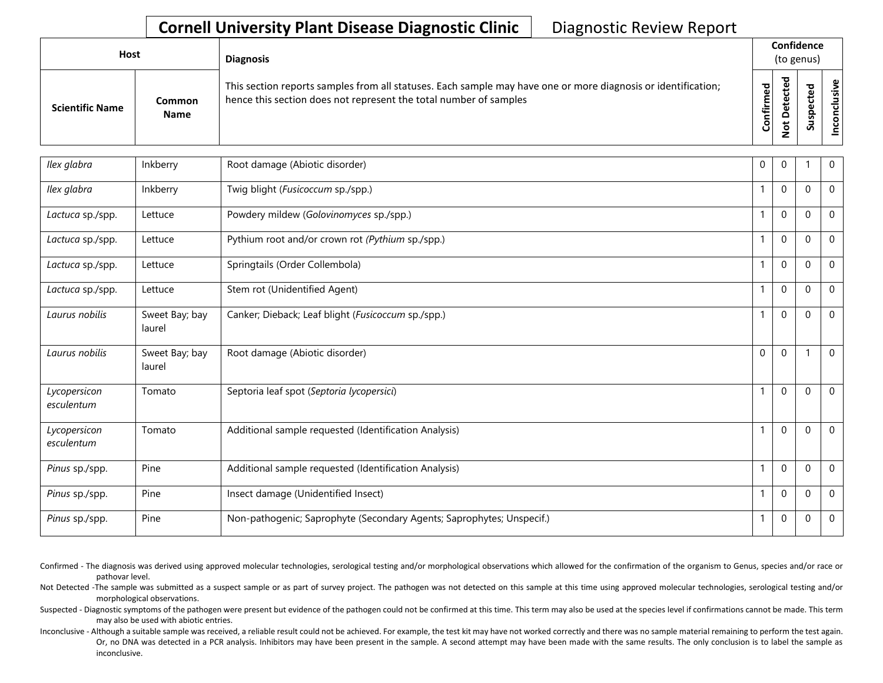**Cornell University Plant Disease Diagnostic Clinic** Diagnostic Review Report

| Host | | Diagnosis | Confidence (to genus) | | | |
|---|---|---|---|---|---|---|
| **Scientific Name** | **Common Name** | This section reports samples from all statuses. Each sample may have one or more diagnosis or identification; hence this section does not represent the total number of samples | **Confirmed** | **Not Detected** | **Suspected** | **Inconclusive** |
| *Ilex glabra* | Inkberry | Root damage (Abiotic disorder) | 0 | 0 | 1 | 0 |
| *Ilex glabra* | Inkberry | Twig blight (*Fusicoccum* sp./spp.) | 1 | 0 | 0 | 0 |
| *Lactuca* sp./spp. | Lettuce | Powdery mildew (*Golovinomyces* sp./spp.) | 1 | 0 | 0 | 0 |
| *Lactuca* sp./spp. | Lettuce | Pythium root and/or crown rot (*Pythium* sp./spp.) | 1 | 0 | 0 | 0 |
| *Lactuca* sp./spp. | Lettuce | Springtails (Order Collembola) | 1 | 0 | 0 | 0 |
| *Lactuca* sp./spp. | Lettuce | Stem rot (Unidentified Agent) | 1 | 0 | 0 | 0 |
| *Laurus nobilis* | Sweet Bay; bay laurel | Canker; Dieback; Leaf blight (*Fusicoccum* sp./spp.) | 1 | 0 | 0 | 0 |
| *Laurus nobilis* | Sweet Bay; bay laurel | Root damage (Abiotic disorder) | 0 | 0 | 1 | 0 |
| *Lycopersicon esculentum* | Tomato | Septoria leaf spot (*Septoria lycopersici*) | 1 | 0 | 0 | 0 |
| *Lycopersicon esculentum* | Tomato | Additional sample requested (Identification Analysis) | 1 | 0 | 0 | 0 |
| *Pinus* sp./spp. | Pine | Additional sample requested (Identification Analysis) | 1 | 0 | 0 | 0 |
| *Pinus* sp./spp. | Pine | Insect damage (Unidentified Insect) | 1 | 0 | 0 | 0 |
| *Pinus* sp./spp. | Pine | Non-pathogenic; Saprophyte (Secondary Agents; Saprophytes; Unspecif.) | 1 | 0 | 0 | 0 |

Confirmed - The diagnosis was derived using approved molecular technologies, serological testing and/or morphological observations which allowed for the confirmation of the organism to Genus, species and/or race or pathovar level.

Not Detected -The sample was submitted as a suspect sample or as part of survey project. The pathogen was not detected on this sample at this time using approved molecular technologies, serological testing and/or morphological observations.

Suspected - Diagnostic symptoms of the pathogen were present but evidence of the pathogen could not be confirmed at this time. This term may also be used at the species level if confirmations cannot be made. This term may also be used with abiotic entries.

Inconclusive - Although a suitable sample was received, a reliable result could not be achieved. For example, the test kit may have not worked correctly and there was no sample material remaining to perform the test again. Or, no DNA was detected in a PCR analysis. Inhibitors may have been present in the sample. A second attempt may have been made with the same results. The only conclusion is to label the sample as inconclusive.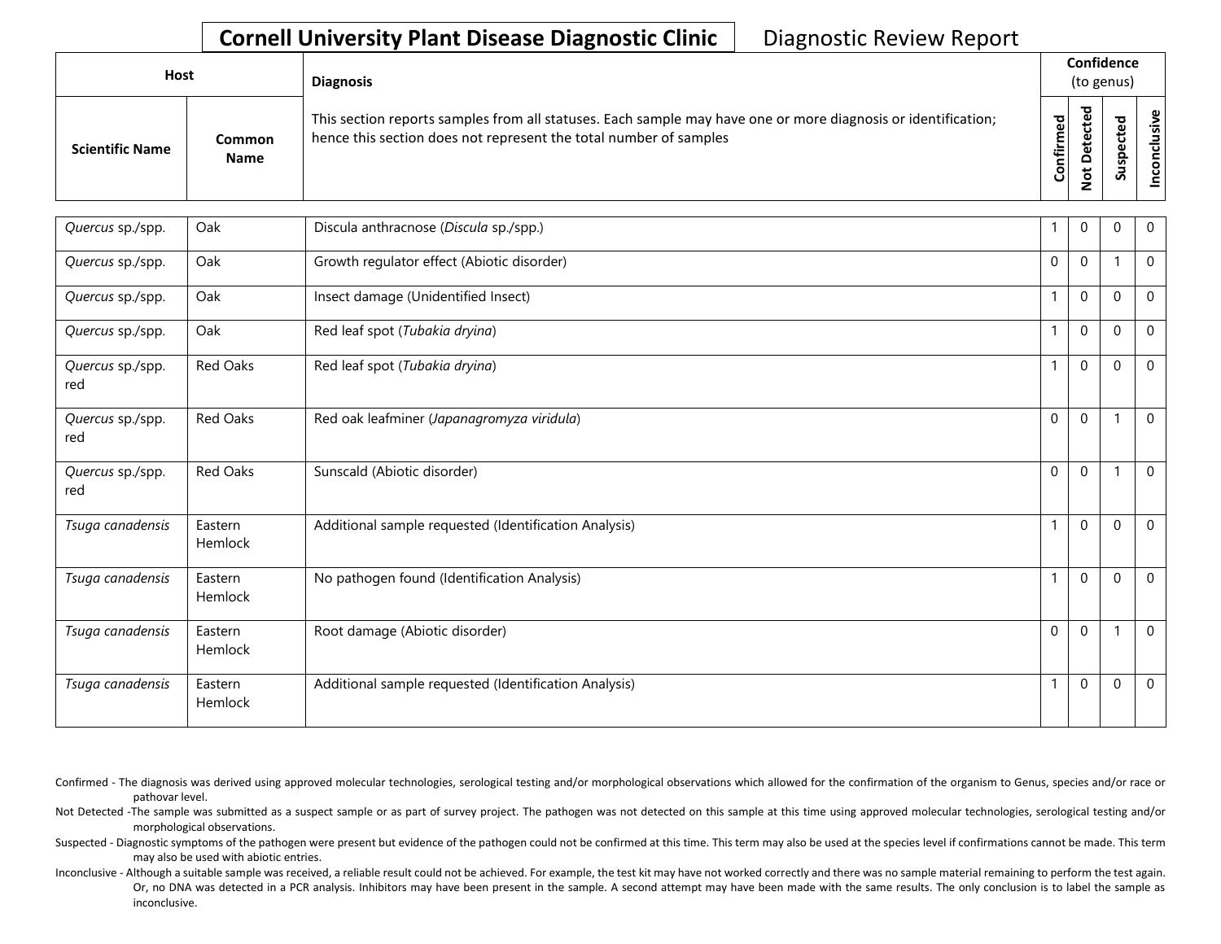**Cornell University Plant Disease Diagnostic Clinic** Diagnostic Review Report

| Host | | Diagnosis | Confidence (to genus) | | | |
|---|---|---|---|---|---|---|
| Scientific Name | Common Name | This section reports samples from all statuses. Each sample may have one or more diagnosis or identification; hence this section does not represent the total number of samples | Confirmed | Not Detected | Suspected | Inconclusive |
| *Quercus* sp./spp. | Oak | Discula anthracnose (*Discula* sp./spp.) | 1 | 0 | 0 | 0 |
| *Quercus* sp./spp. | Oak | Growth regulator effect (Abiotic disorder) | 0 | 0 | 1 | 0 |
| *Quercus* sp./spp. | Oak | Insect damage (Unidentified Insect) | 1 | 0 | 0 | 0 |
| *Quercus* sp./spp. | Oak | Red leaf spot (*Tubakia dryina*) | 1 | 0 | 0 | 0 |
| *Quercus* sp./spp. red | Red Oaks | Red leaf spot (*Tubakia dryina*) | 1 | 0 | 0 | 0 |
| *Quercus* sp./spp. red | Red Oaks | Red oak leafminer (*Japanagromyza viridula*) | 0 | 0 | 1 | 0 |
| *Quercus* sp./spp. red | Red Oaks | Sunscald (Abiotic disorder) | 0 | 0 | 1 | 0 |
| *Tsuga canadensis* | Eastern Hemlock | Additional sample requested (Identification Analysis) | 1 | 0 | 0 | 0 |
| *Tsuga canadensis* | Eastern Hemlock | No pathogen found (Identification Analysis) | 1 | 0 | 0 | 0 |
| *Tsuga canadensis* | Eastern Hemlock | Root damage (Abiotic disorder) | 0 | 0 | 1 | 0 |
| *Tsuga canadensis* | Eastern Hemlock | Additional sample requested (Identification Analysis) | 1 | 0 | 0 | 0 |

Confirmed - The diagnosis was derived using approved molecular technologies, serological testing and/or morphological observations which allowed for the confirmation of the organism to Genus, species and/or race or pathovar level.

Not Detected -The sample was submitted as a suspect sample or as part of survey project. The pathogen was not detected on this sample at this time using approved molecular technologies, serological testing and/or morphological observations.

Suspected - Diagnostic symptoms of the pathogen were present but evidence of the pathogen could not be confirmed at this time. This term may also be used at the species level if confirmations cannot be made. This term may also be used with abiotic entries.

Inconclusive - Although a suitable sample was received, a reliable result could not be achieved. For example, the test kit may have not worked correctly and there was no sample material remaining to perform the test again. Or, no DNA was detected in a PCR analysis. Inhibitors may have been present in the sample. A second attempt may have been made with the same results. The only conclusion is to label the sample as inconclusive.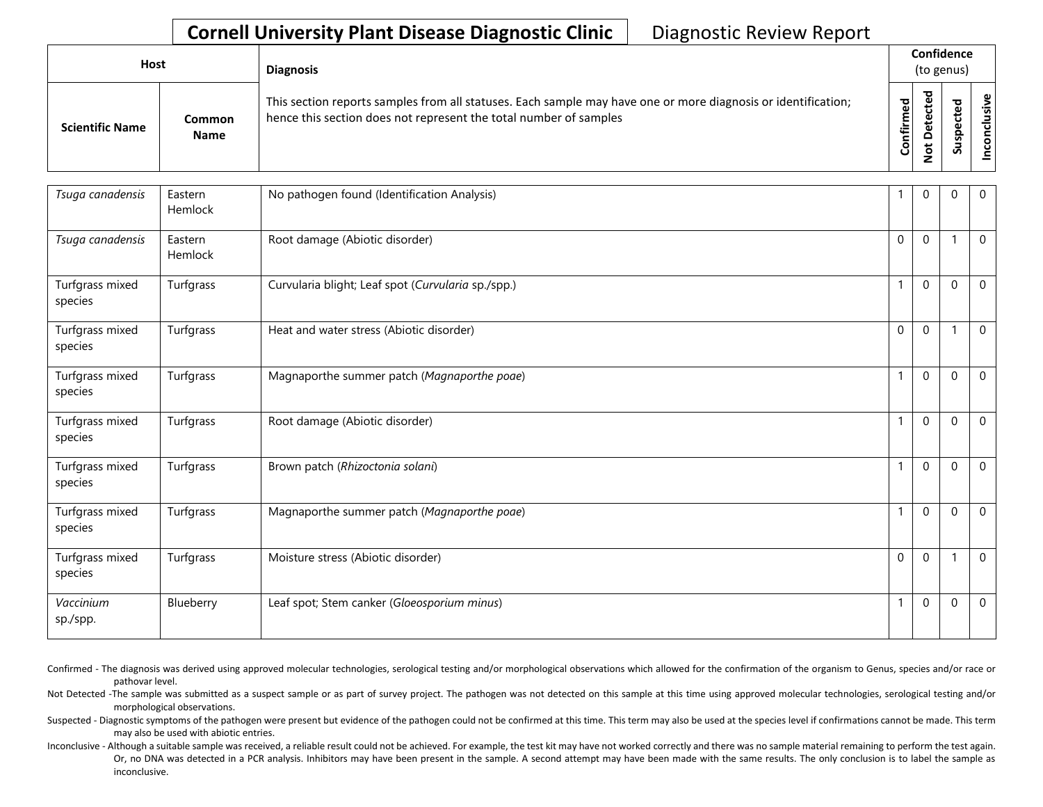**Cornell University Plant Disease Diagnostic Clinic** Diagnostic Review Report

| Host | | Diagnosis | Confidence (to genus) | | | |
|---|---|---|---|---|---|---|
| Scientific Name | Common Name | This section reports samples from all statuses. Each sample may have one or more diagnosis or identification; hence this section does not represent the total number of samples | Confirmed | Not Detected | Suspected | Inconclusive |
| *Tsuga canadensis* | Eastern Hemlock | No pathogen found (Identification Analysis) | 1 | 0 | 0 | 0 |
| *Tsuga canadensis* | Eastern Hemlock | Root damage (Abiotic disorder) | 0 | 0 | 1 | 0 |
| Turfgrass mixed species | Turfgrass | Curvularia blight; Leaf spot (*Curvularia* sp./spp.) | 1 | 0 | 0 | 0 |
| Turfgrass mixed species | Turfgrass | Heat and water stress (Abiotic disorder) | 0 | 0 | 1 | 0 |
| Turfgrass mixed species | Turfgrass | Magnaporthe summer patch (*Magnaporthe poae*) | 1 | 0 | 0 | 0 |
| Turfgrass mixed species | Turfgrass | Root damage (Abiotic disorder) | 1 | 0 | 0 | 0 |
| Turfgrass mixed species | Turfgrass | Brown patch (*Rhizoctonia solani*) | 1 | 0 | 0 | 0 |
| Turfgrass mixed species | Turfgrass | Magnaporthe summer patch (*Magnaporthe poae*) | 1 | 0 | 0 | 0 |
| Turfgrass mixed species | Turfgrass | Moisture stress (Abiotic disorder) | 0 | 0 | 1 | 0 |
| *Vaccinium* sp./spp. | Blueberry | Leaf spot; Stem canker (*Gloeosporium minus*) | 1 | 0 | 0 | 0 |

Confirmed - The diagnosis was derived using approved molecular technologies, serological testing and/or morphological observations which allowed for the confirmation of the organism to Genus, species and/or race or pathovar level.

Not Detected -The sample was submitted as a suspect sample or as part of survey project. The pathogen was not detected on this sample at this time using approved molecular technologies, serological testing and/or morphological observations.

Suspected - Diagnostic symptoms of the pathogen were present but evidence of the pathogen could not be confirmed at this time. This term may also be used at the species level if confirmations cannot be made. This term may also be used with abiotic entries.

Inconclusive - Although a suitable sample was received, a reliable result could not be achieved. For example, the test kit may have not worked correctly and there was no sample material remaining to perform the test again. Or, no DNA was detected in a PCR analysis. Inhibitors may have been present in the sample. A second attempt may have been made with the same results. The only conclusion is to label the sample as inconclusive.